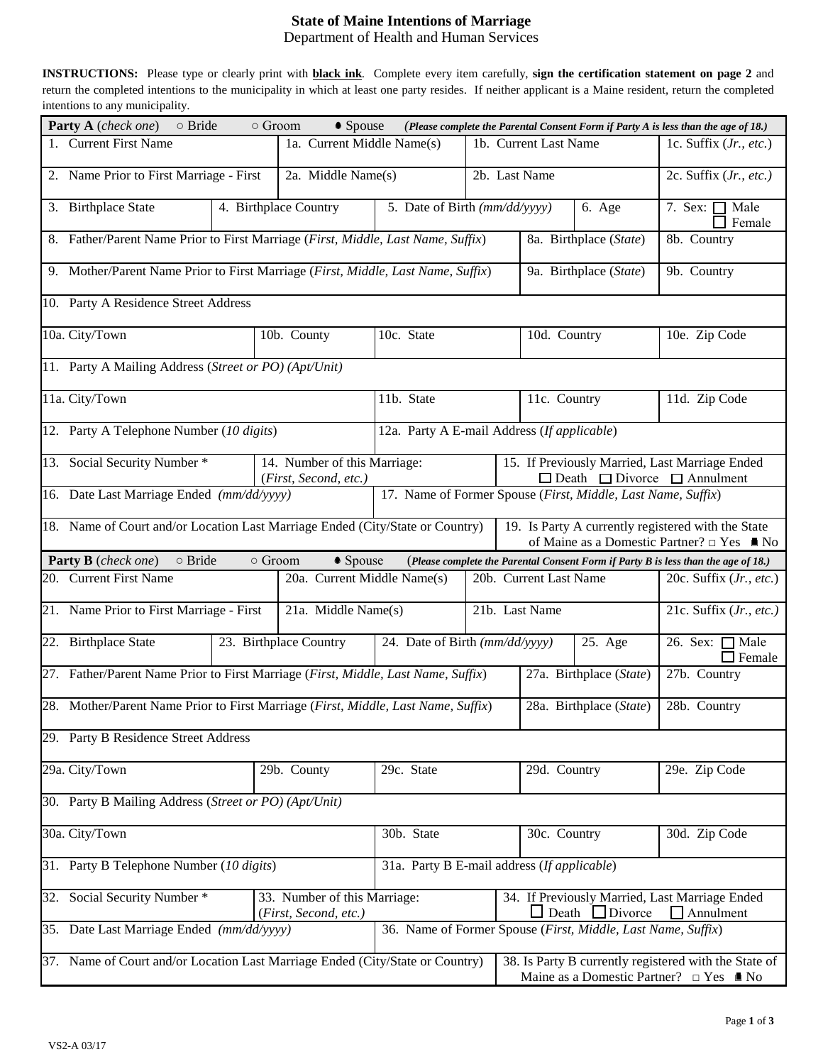# State of Maine Intentions of Marriage

Department of Health and Human Services

**INSTRUCTIONS:** Please type or clearly print with **black ink**. Complete every item carefully, **sign the certification statement on page 2** and return the completed intentions to the municipality in which at least one party resides. If neither applicant is a Maine resident, return the completed intentions to any municipality.

**Party A** (*check one*) ○ Bride ○ Groom ● Spouse ***(Please complete the Parental Consent Form if Party A is less than the age of 18.)***

| | | | | |
|---|---|---|---|---|
| 1. Current First Name | 1a. Current Middle Name(s) | 1b. Current Last Name | | 1c. Suffix (*Jr., etc.*) |
| 2. Name Prior to First Marriage - First | 2a. Middle Name(s) | 2b. Last Name | | 2c. Suffix (*Jr., etc.*) |
| 3. Birthplace State | 4. Birthplace Country | 5. Date of Birth (*mm/dd/yyyy*) | 6. Age | 7. Sex: ☐ Male ☐ Female |
| 8. Father/Parent Name Prior to First Marriage (*First, Middle, Last Name, Suffix*) | | | 8a. Birthplace (*State*) | 8b. Country |
| 9. Mother/Parent Name Prior to First Marriage (*First, Middle, Last Name, Suffix*) | | | 9a. Birthplace (*State*) | 9b. Country |
| 10. Party A Residence Street Address | | | | |
| 10a. City/Town | 10b. County | 10c. State | 10d. Country | 10e. Zip Code |
| 11. Party A Mailing Address (*Street or PO) (Apt/Unit)* | | | | |
| 11a. City/Town | | 11b. State | 11c. Country | 11d. Zip Code |
| 12. Party A Telephone Number (*10 digits*) | | 12a. Party A E-mail Address (*If applicable*) | | |
| 13. Social Security Number * | 14. Number of this Marriage: (*First, Second, etc.*) | | 15. If Previously Married, Last Marriage Ended ☐ Death ☐ Divorce ☐ Annulment | |
| 16. Date Last Marriage Ended (*mm/dd/yyyy*) | | 17. Name of Former Spouse (*First, Middle, Last Name, Suffix*) | | |
| 18. Name of Court and/or Location Last Marriage Ended (City/State or Country) | | | 19. Is Party A currently registered with the State of Maine as a Domestic Partner? ☐ Yes ■ No | |

**Party B** (*check one*) ○ Bride ○ Groom ● Spouse ***(Please complete the Parental Consent Form if Party B is less than the age of 18.)***

| | | | | |
|---|---|---|---|---|
| 20. Current First Name | 20a. Current Middle Name(s) | 20b. Current Last Name | | 20c. Suffix (*Jr., etc.*) |
| 21. Name Prior to First Marriage - First | 21a. Middle Name(s) | 21b. Last Name | | 21c. Suffix (*Jr., etc.*) |
| 22. Birthplace State | 23. Birthplace Country | 24. Date of Birth (*mm/dd/yyyy*) | 25. Age | 26. Sex: ☐ Male ☐ Female |
| 27. Father/Parent Name Prior to First Marriage (*First, Middle, Last Name, Suffix*) | | | 27a. Birthplace (*State*) | 27b. Country |
| 28. Mother/Parent Name Prior to First Marriage (*First, Middle, Last Name, Suffix*) | | | 28a. Birthplace (*State*) | 28b. Country |
| 29. Party B Residence Street Address | | | | |
| 29a. City/Town | 29b. County | 29c. State | 29d. Country | 29e. Zip Code |
| 30. Party B Mailing Address (*Street or PO) (Apt/Unit)* | | | | |
| 30a. City/Town | | 30b. State | 30c. Country | 30d. Zip Code |
| 31. Party B Telephone Number (*10 digits*) | | 31a. Party B E-mail address (*If applicable*) | | |
| 32. Social Security Number * | 33. Number of this Marriage: (*First, Second, etc.*) | | 34. If Previously Married, Last Marriage Ended ☐ Death ☐ Divorce ☐ Annulment | |
| 35. Date Last Marriage Ended (*mm/dd/yyyy*) | | 36. Name of Former Spouse (*First, Middle, Last Name, Suffix*) | | |
| 37. Name of Court and/or Location Last Marriage Ended (City/State or Country) | | | 38. Is Party B currently registered with the State of Maine as a Domestic Partner? ☐ Yes ■ No | |

VS2-A 03/17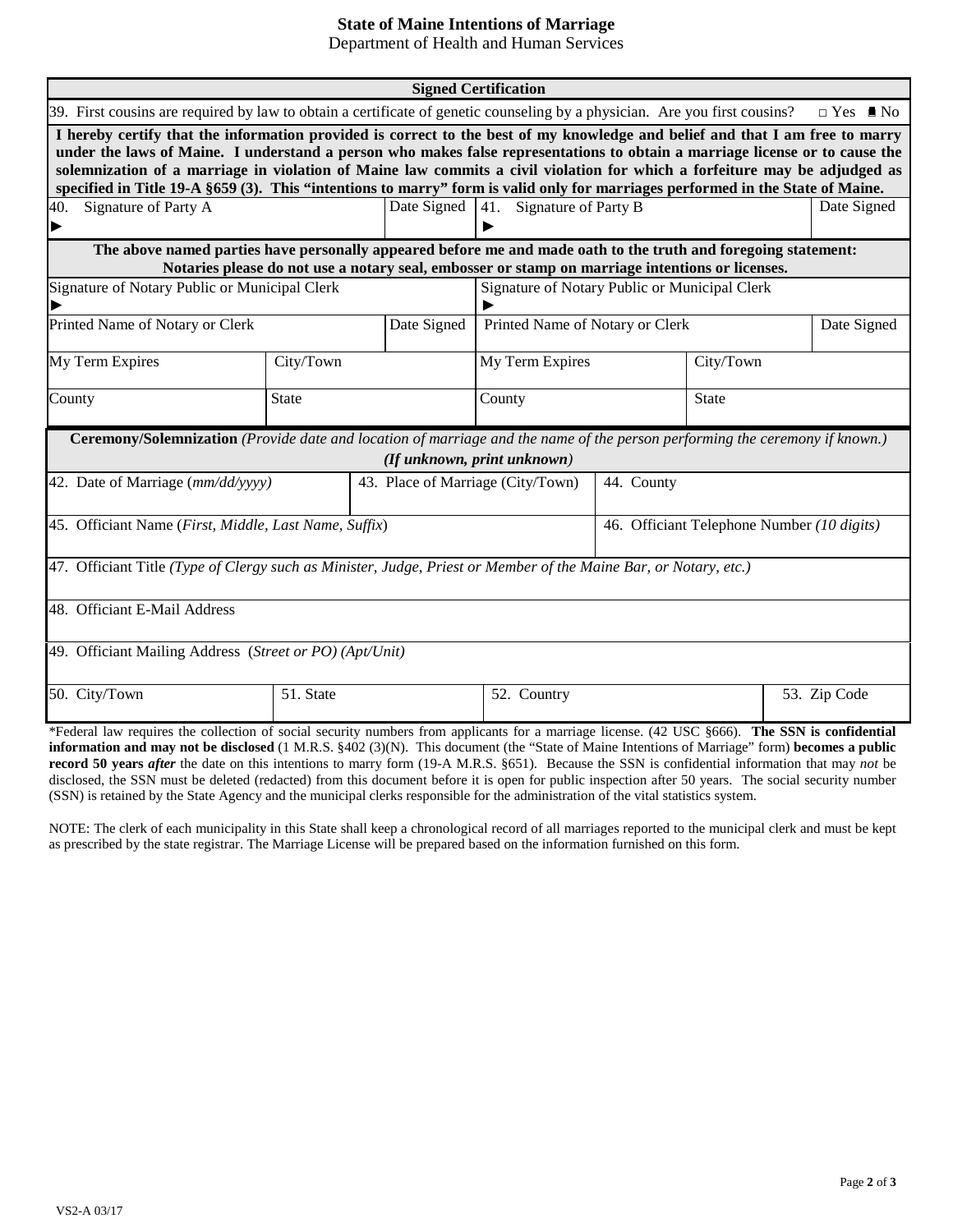# State of Maine Intentions of Marriage

Department of Health and Human Services

## Signed Certification

39. First cousins are required by law to obtain a certificate of genetic counseling by a physician. Are you first cousins? □ Yes ■ No

**I hereby certify that the information provided is correct to the best of my knowledge and belief and that I am free to marry under the laws of Maine. I understand a person who makes false representations to obtain a marriage license or to cause the solemnization of a marriage in violation of Maine law commits a civil violation for which a forfeiture may be adjudged as specified in Title 19-A §659 (3). This "intentions to marry" form is valid only for marriages performed in the State of Maine.**

| 40. Signature of Party A ► | Date Signed | 41. Signature of Party B ► | Date Signed |
|---|---|---|---|
| | | | |

**The above named parties have personally appeared before me and made oath to the truth and foregoing statement:**
**Notaries please do not use a notary seal, embosser or stamp on marriage intentions or licenses.**

| Signature of Notary Public or Municipal Clerk ► | | | Signature of Notary Public or Municipal Clerk ► | | |
|---|---|---|---|---|---|
| Printed Name of Notary or Clerk | | Date Signed | Printed Name of Notary or Clerk | | Date Signed |
| My Term Expires | City/Town | | My Term Expires | City/Town | |
| County | State | | County | State | |

## Ceremony/Solemnization

*(Provide date and location of marriage and the name of the person performing the ceremony if known.)* ***(If unknown, print unknown)***

| 42. Date of Marriage (*mm/dd/yyyy*) | 43. Place of Marriage (City/Town) | 44. County | |
|---|---|---|---|
| 45. Officiant Name (*First, Middle, Last Name, Suffix*) | | 46. Officiant Telephone Number *(10 digits)* | |
| 47. Officiant Title *(Type of Clergy such as Minister, Judge, Priest or Member of the Maine Bar, or Notary, etc.)* | | | |
| 48. Officiant E-Mail Address | | | |
| 49. Officiant Mailing Address (*Street or PO) (Apt/Unit)* | | | |
| 50. City/Town | 51. State | 52. Country | 53. Zip Code |

*Federal law requires the collection of social security numbers from applicants for a marriage license. (42 USC §666). **The SSN is confidential information and may not be disclosed** (1 M.R.S. §402 (3)(N). This document (the "State of Maine Intentions of Marriage" form) **becomes a public record 50 years *after*** the date on this intentions to marry form (19-A M.R.S. §651). Because the SSN is confidential information that may *not* be disclosed, the SSN must be deleted (redacted) from this document before it is open for public inspection after 50 years. The social security number (SSN) is retained by the State Agency and the municipal clerks responsible for the administration of the vital statistics system.

NOTE: The clerk of each municipality in this State shall keep a chronological record of all marriages reported to the municipal clerk and must be kept as prescribed by the state registrar. The Marriage License will be prepared based on the information furnished on this form.

VS2-A 03/17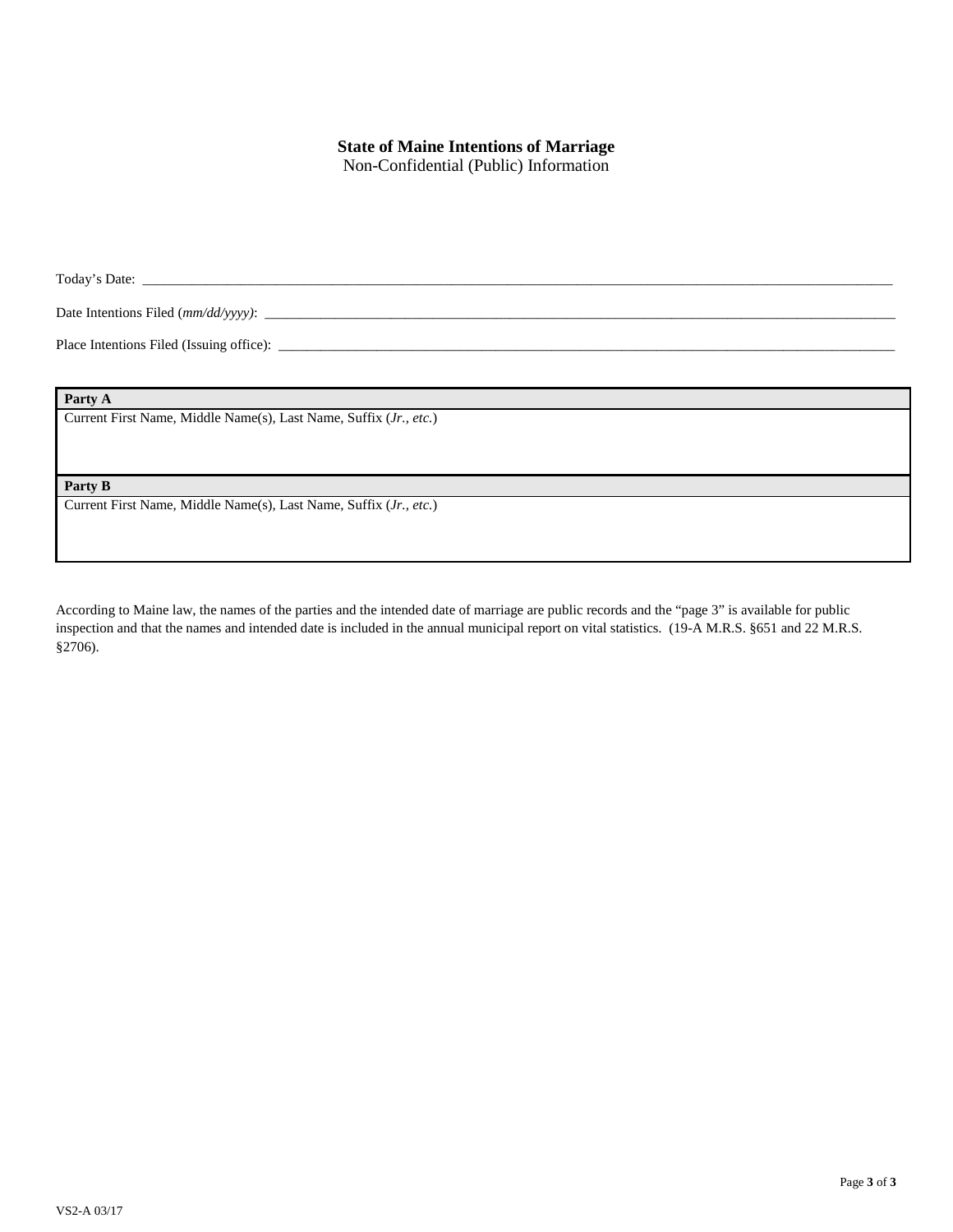**State of Maine Intentions of Marriage**
Non-Confidential (Public) Information

Today's Date: ____________________________________________

Date Intentions Filed (*mm/dd/yyyy*): ____________________________________________

Place Intentions Filed (Issuing office): ____________________________________________

| **Party A** |
|---|
| Current First Name, Middle Name(s), Last Name, Suffix (*Jr., etc.*) |
| **Party B** |
| Current First Name, Middle Name(s), Last Name, Suffix (*Jr., etc.*) |

According to Maine law, the names of the parties and the intended date of marriage are public records and the "page 3" is available for public inspection and that the names and intended date is included in the annual municipal report on vital statistics. (19-A M.R.S. §651 and 22 M.R.S. §2706).

VS2-A 03/17